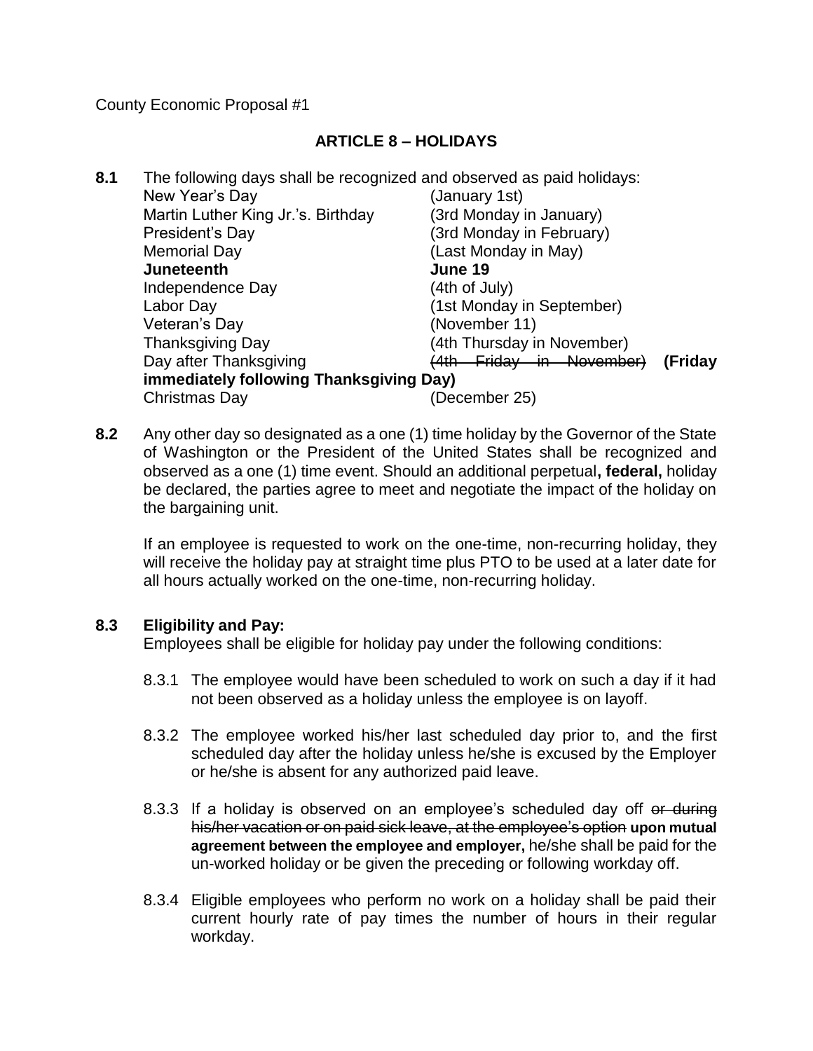County Economic Proposal #1

## ARTICLE 8 – HOLIDAYS

**8.1** The following days shall be recognized and observed as paid holidays:

| | |
|---|---|
| New Year's Day | (January 1st) |
| Martin Luther King Jr.'s. Birthday | (3rd Monday in January) |
| President's Day | (3rd Monday in February) |
| Memorial Day | (Last Monday in May) |
| **Juneteenth** | **June 19** |
| Independence Day | (4th of July) |
| Labor Day | (1st Monday in September) |
| Veteran's Day | (November 11) |
| Thanksgiving Day | (4th Thursday in November) |
| Day after Thanksgiving | ~~(4th Friday in November)~~ **(Friday immediately following Thanksgiving Day)** |
| Christmas Day | (December 25) |

**8.2** Any other day so designated as a one (1) time holiday by the Governor of the State of Washington or the President of the United States shall be recognized and observed as a one (1) time event. Should an additional perpetual**, federal,** holiday be declared, the parties agree to meet and negotiate the impact of the holiday on the bargaining unit.

If an employee is requested to work on the one-time, non-recurring holiday, they will receive the holiday pay at straight time plus PTO to be used at a later date for all hours actually worked on the one-time, non-recurring holiday.

**8.3 Eligibility and Pay:**

Employees shall be eligible for holiday pay under the following conditions:

8.3.1 The employee would have been scheduled to work on such a day if it had not been observed as a holiday unless the employee is on layoff.

8.3.2 The employee worked his/her last scheduled day prior to, and the first scheduled day after the holiday unless he/she is excused by the Employer or he/she is absent for any authorized paid leave.

8.3.3 If a holiday is observed on an employee's scheduled day off ~~or during his/her vacation or on paid sick leave, at the employee's option~~ **upon mutual agreement between the employee and employer,** he/she shall be paid for the un-worked holiday or be given the preceding or following workday off.

8.3.4 Eligible employees who perform no work on a holiday shall be paid their current hourly rate of pay times the number of hours in their regular workday.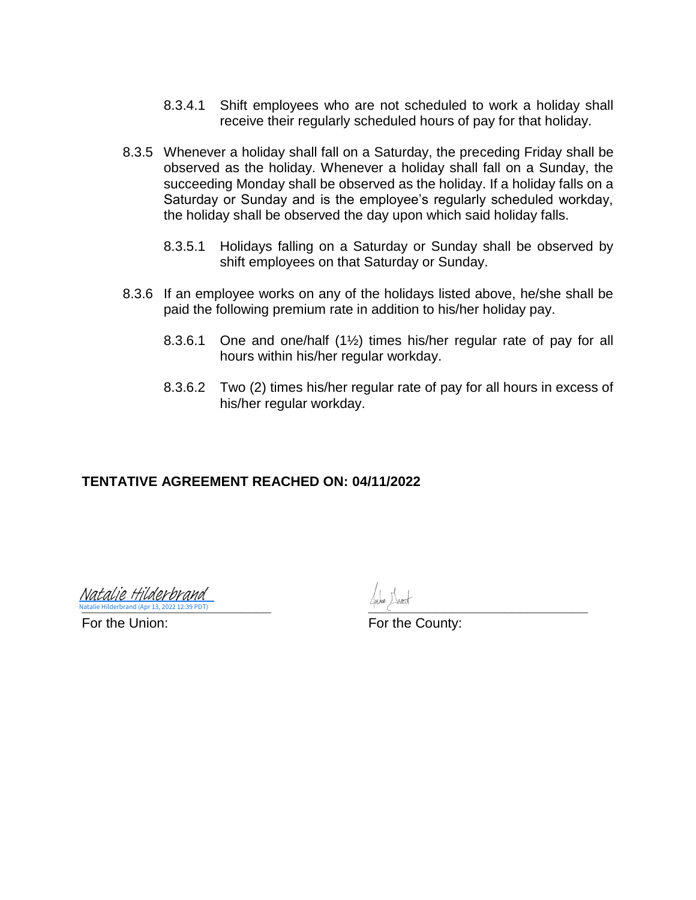8.3.4.1 Shift employees who are not scheduled to work a holiday shall receive their regularly scheduled hours of pay for that holiday.

8.3.5 Whenever a holiday shall fall on a Saturday, the preceding Friday shall be observed as the holiday. Whenever a holiday shall fall on a Sunday, the succeeding Monday shall be observed as the holiday. If a holiday falls on a Saturday or Sunday and is the employee's regularly scheduled workday, the holiday shall be observed the day upon which said holiday falls.

8.3.5.1 Holidays falling on a Saturday or Sunday shall be observed by shift employees on that Saturday or Sunday.

8.3.6 If an employee works on any of the holidays listed above, he/she shall be paid the following premium rate in addition to his/her holiday pay.

8.3.6.1 One and one/half (1½) times his/her regular rate of pay for all hours within his/her regular workday.

8.3.6.2 Two (2) times his/her regular rate of pay for all hours in excess of his/her regular workday.

**TENTATIVE AGREEMENT REACHED ON: 04/11/2022**

Natalie Hilderbrand
Natalie Hilderbrand (Apr 13, 2022 12:39 PDT)

For the Union:

For the County: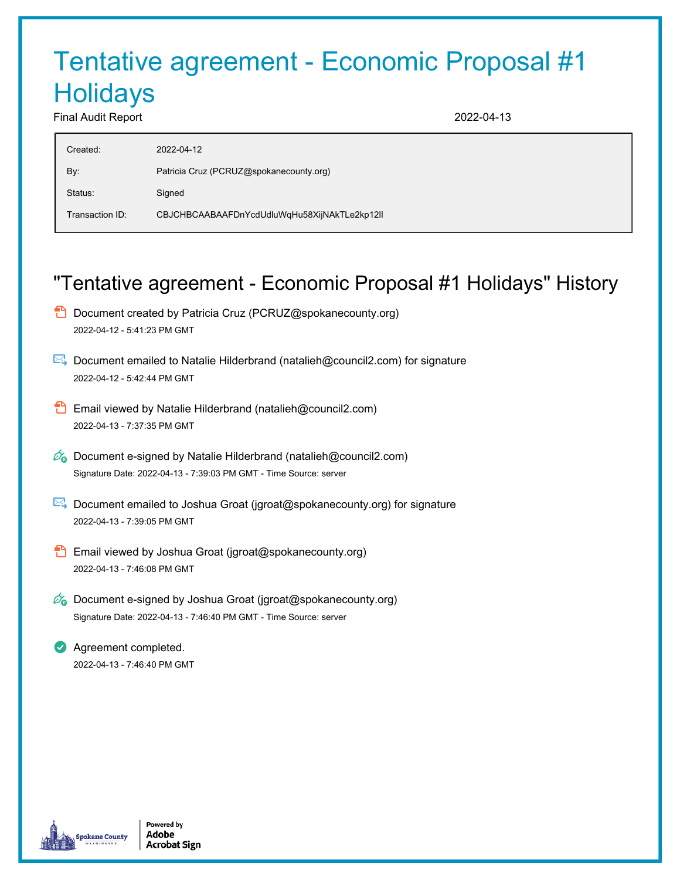# Tentative agreement - Economic Proposal #1 Holidays

Final Audit Report 2022-04-13

| | |
|---|---|
| Created: | 2022-04-12 |
| By: | Patricia Cruz (PCRUZ@spokanecounty.org) |
| Status: | Signed |
| Transaction ID: | CBJCHBCAABAAFDnYcdUdluWqHu58XijNAkTLe2kp12lI |

## "Tentative agreement - Economic Proposal #1 Holidays" History

- Document created by Patricia Cruz (PCRUZ@spokanecounty.org)
  2022-04-12 - 5:41:23 PM GMT

- Document emailed to Natalie Hilderbrand (natalieh@council2.com) for signature
  2022-04-12 - 5:42:44 PM GMT

- Email viewed by Natalie Hilderbrand (natalieh@council2.com)
  2022-04-13 - 7:37:35 PM GMT

- Document e-signed by Natalie Hilderbrand (natalieh@council2.com)
  Signature Date: 2022-04-13 - 7:39:03 PM GMT - Time Source: server

- Document emailed to Joshua Groat (jgroat@spokanecounty.org) for signature
  2022-04-13 - 7:39:05 PM GMT

- Email viewed by Joshua Groat (jgroat@spokanecounty.org)
  2022-04-13 - 7:46:08 PM GMT

- Document e-signed by Joshua Groat (jgroat@spokanecounty.org)
  Signature Date: 2022-04-13 - 7:46:40 PM GMT - Time Source: server

- Agreement completed.
  2022-04-13 - 7:46:40 PM GMT

Spokane County WASHINGTON | Powered by Adobe Acrobat Sign